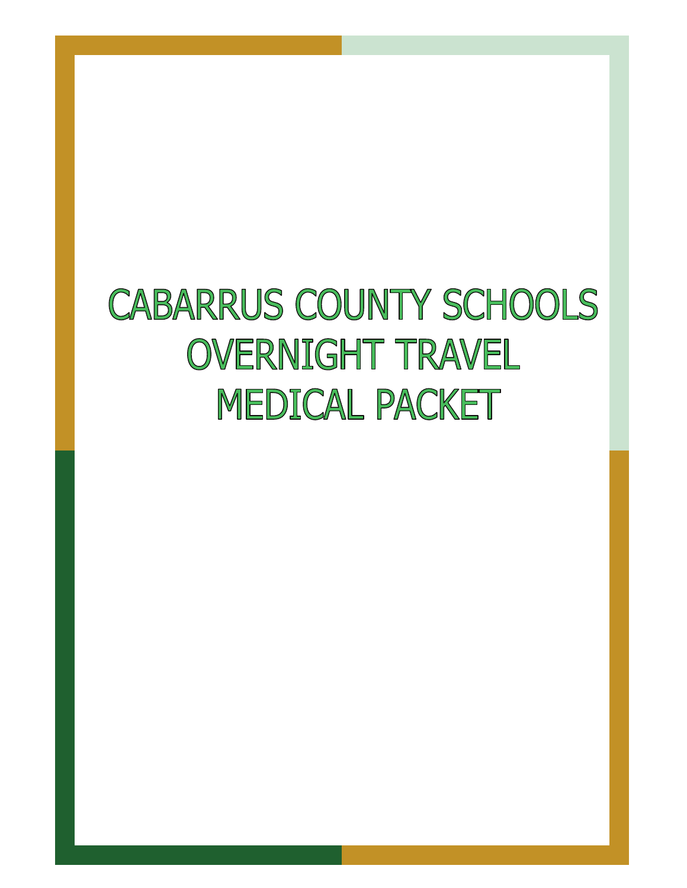# CABARRUS COUNTY SCHOOLS OVERNIGHT TRAVEL MEDICAL PACKET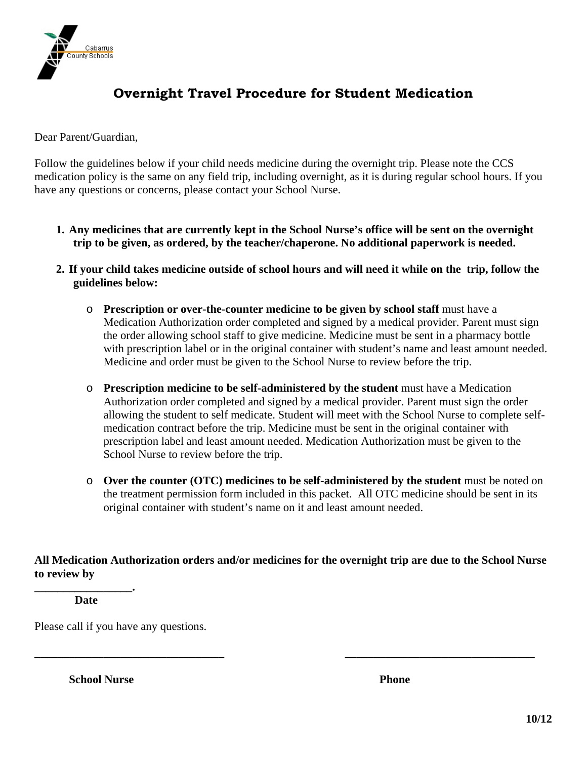Cabarrus County Schools

# Overnight Travel Procedure for Student Medication

Dear Parent/Guardian,

Follow the guidelines below if your child needs medicine during the overnight trip. Please note the CCS medication policy is the same on any field trip, including overnight, as it is during regular school hours. If you have any questions or concerns, please contact your School Nurse.

1. **Any medicines that are currently kept in the School Nurse's office will be sent on the overnight trip to be given, as ordered, by the teacher/chaperone. No additional paperwork is needed.**

2. **If your child takes medicine outside of school hours and will need it while on the trip, follow the guidelines below:**

   - **Prescription or over-the-counter medicine to be given by school staff** must have a Medication Authorization order completed and signed by a medical provider. Parent must sign the order allowing school staff to give medicine. Medicine must be sent in a pharmacy bottle with prescription label or in the original container with student's name and least amount needed. Medicine and order must be given to the School Nurse to review before the trip.

   - **Prescription medicine to be self-administered by the student** must have a Medication Authorization order completed and signed by a medical provider. Parent must sign the order allowing the student to self medicate. Student will meet with the School Nurse to complete self-medication contract before the trip. Medicine must be sent in the original container with prescription label and least amount needed. Medication Authorization must be given to the School Nurse to review before the trip.

   - **Over the counter (OTC) medicines to be self-administered by the student** must be noted on the treatment permission form included in this packet. All OTC medicine should be sent in its original container with student's name on it and least amount needed.

**All Medication Authorization orders and/or medicines for the overnight trip are due to the School Nurse to review by**

**________________.**
**Date**

Please call if you have any questions.

**_________________________________** **_________________________________**

**School Nurse** **Phone**

**10/12**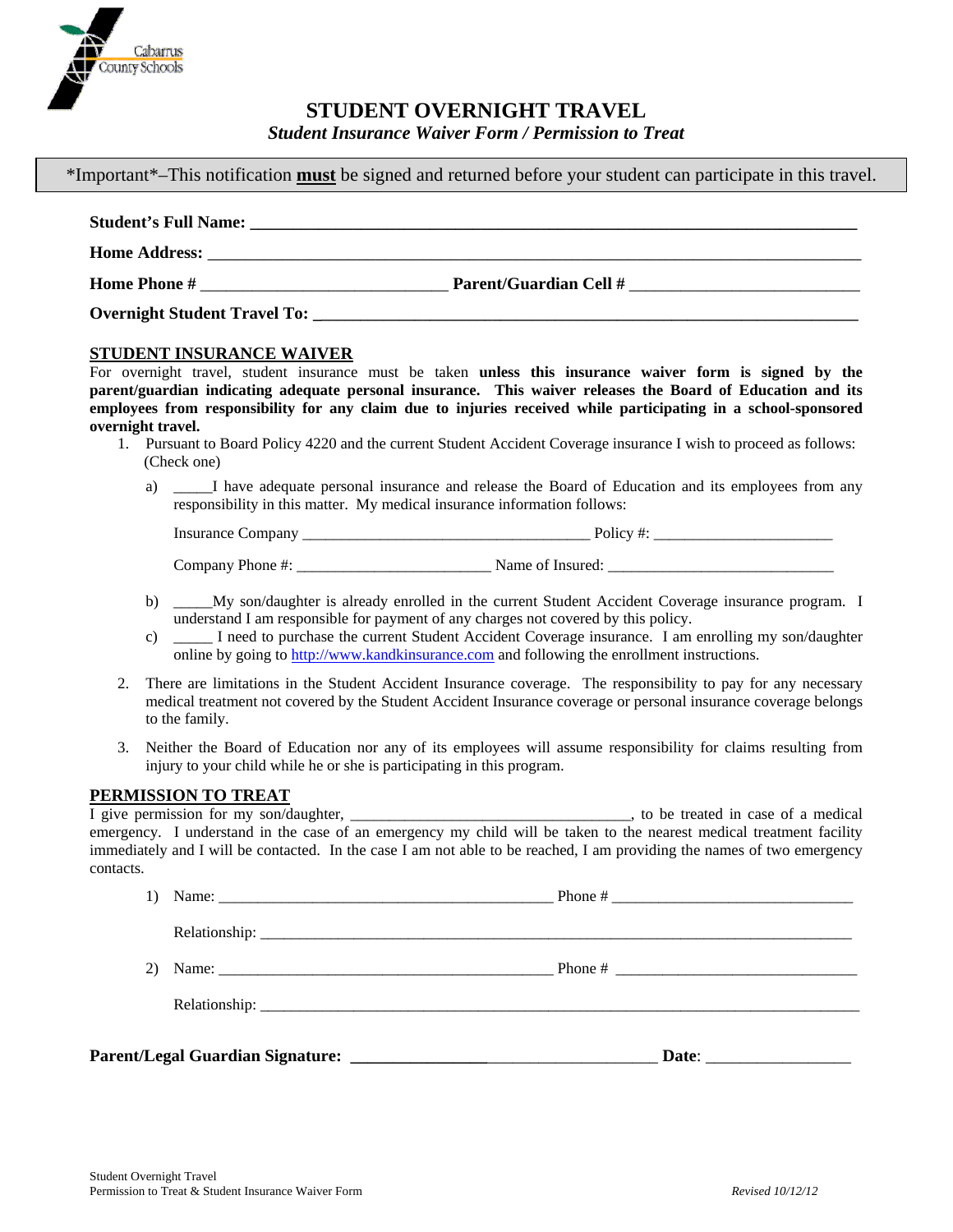Cabarrus County Schools

# STUDENT OVERNIGHT TRAVEL

***Student Insurance Waiver Form / Permission to Treat***

*Important*–This notification **must** be signed and returned before your student can participate in this travel.

**Student's Full Name:** ___________________________________________________________________

**Home Address:** _________________________________________________________________________

**Home Phone #** ____________________________ **Parent/Guardian Cell #** __________________________

**Overnight Student Travel To:** _____________________________________________________________

## STUDENT INSURANCE WAIVER

For overnight travel, student insurance must be taken **unless this insurance waiver form is signed by the parent/guardian indicating adequate personal insurance. This waiver releases the Board of Education and its employees from responsibility for any claim due to injuries received while participating in a school-sponsored overnight travel.**

1. Pursuant to Board Policy 4220 and the current Student Accident Coverage insurance I wish to proceed as follows: (Check one)

   a) _____I have adequate personal insurance and release the Board of Education and its employees from any responsibility in this matter. My medical insurance information follows:

      Insurance Company ____________________________________ Policy #: ______________________

      Company Phone #: ________________________ Name of Insured: ____________________________

   b) _____My son/daughter is already enrolled in the current Student Accident Coverage insurance program. I understand I am responsible for payment of any charges not covered by this policy.

   c) _____ I need to purchase the current Student Accident Coverage insurance. I am enrolling my son/daughter online by going to http://www.kandkinsurance.com and following the enrollment instructions.

2. There are limitations in the Student Accident Insurance coverage. The responsibility to pay for any necessary medical treatment not covered by the Student Accident Insurance coverage or personal insurance coverage belongs to the family.

3. Neither the Board of Education nor any of its employees will assume responsibility for claims resulting from injury to your child while he or she is participating in this program.

## PERMISSION TO TREAT

I give permission for my son/daughter, ___________________________________, to be treated in case of a medical emergency. I understand in the case of an emergency my child will be taken to the nearest medical treatment facility immediately and I will be contacted. In the case I am not able to be reached, I am providing the names of two emergency contacts.

1) Name: ___________________________________________ Phone # ______________________________

   Relationship: _______________________________________________________________________________

2) Name: ___________________________________________ Phone # ______________________________

   Relationship: _______________________________________________________________________________

**Parent/Legal Guardian Signature:** ____________________________________ **Date**: _________________

Student Overnight Travel
Permission to Treat & Student Insurance Waiver Form

*Revised 10/12/12*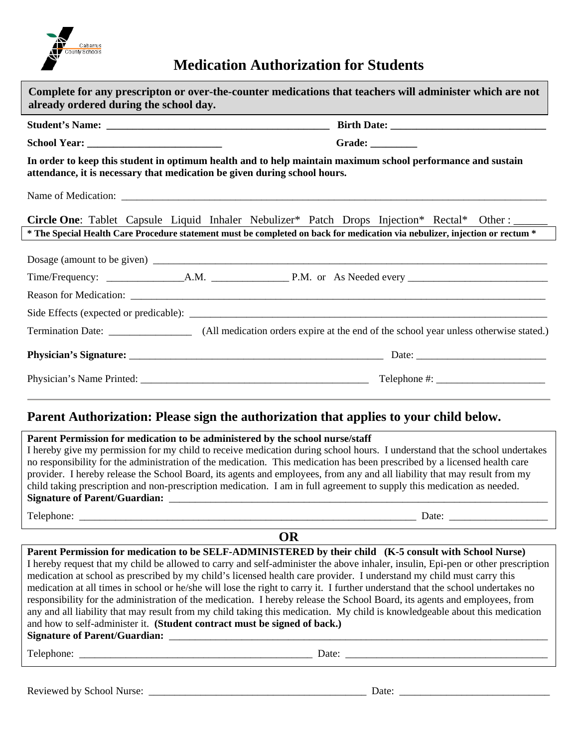Cabarrus County Schools

# Medication Authorization for Students

**Complete for any prescripton or over-the-counter medications that teachers will administer which are not already ordered during the school day.**

**Student's Name:** ___________________________________________ **Birth Date:** ______________________________

**School Year:** __________________________ **Grade:** _________

**In order to keep this student in optimum health and to help maintain maximum school performance and sustain attendance, it is necessary that medication be given during school hours.**

Name of Medication: ___________________________________________________________________________________

**Circle One**: Tablet Capsule Liquid Inhaler Nebulizer* Patch Drops Injection* Rectal* Other : ______

**\* The Special Health Care Procedure statement must be completed on back for medication via nebulizer, injection or rectum \***

Dosage (amount to be given) ______________________________________________________________________________

Time/Frequency: _______________A.M. _______________ P.M. or As Needed every ___________________________

Reason for Medication: ___________________________________________________________________________________

Side Effects (expected or predicable): ______________________________________________________________________

Termination Date: ________________ (All medication orders expire at the end of the school year unless otherwise stated.)

**Physician's Signature:** ___________________________________________________ Date: _________________________

Physician's Name Printed: ____________________________________________ Telephone #: _____________________

## Parent Authorization: Please sign the authorization that applies to your child below.

**Parent Permission for medication to be administered by the school nurse/staff**
I hereby give my permission for my child to receive medication during school hours. I understand that the school undertakes no responsibility for the administration of the medication. This medication has been prescribed by a licensed health care provider. I hereby release the School Board, its agents and employees, from any and all liability that may result from my child taking prescription and non-prescription medication. I am in full agreement to supply this medication as needed.
**Signature of Parent/Guardian:** ___________________________________________________________________________

Telephone: __________________________________________________________________ Date: ___________________

**OR**

**Parent Permission for medication to be SELF-ADMINISTERED by their child (K-5 consult with School Nurse)**
I hereby request that my child be allowed to carry and self-administer the above inhaler, insulin, Epi-pen or other prescription medication at school as prescribed by my child's licensed health care provider. I understand my child must carry this medication at all times in school or he/she will lose the right to carry it. I further understand that the school undertakes no responsibility for the administration of the medication. I hereby release the School Board, its agents and employees, from any and all liability that may result from my child taking this medication. My child is knowledgeable about this medication and how to self-administer it. **(Student contract must be signed of back.)**
**Signature of Parent/Guardian:** ___________________________________________________________________________

Telephone: ______________________________________________ Date: _______________________________________

Reviewed by School Nurse: ___________________________________________ Date: _____________________________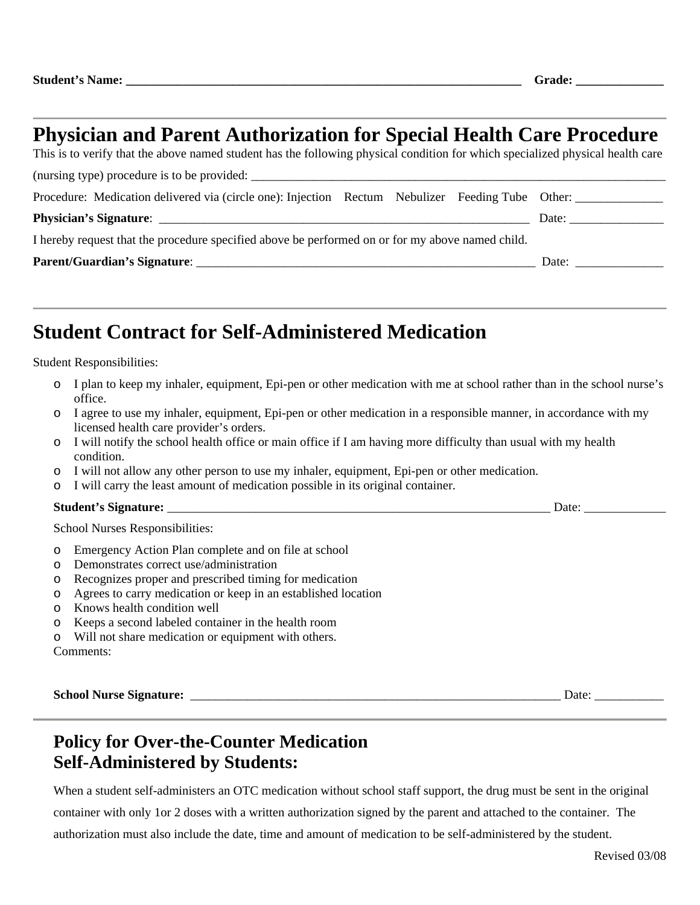**Student's Name:** ________________________________________________________________ **Grade:** ______________

---

## Physician and Parent Authorization for Special Health Care Procedure

This is to verify that the above named student has the following physical condition for which specialized physical health care (nursing type) procedure is to be provided: ______________________________________________________________________

Procedure: Medication delivered via (circle one): Injection Rectum Nebulizer Feeding Tube Other: ______________

**Physician's Signature**: ____________________________________________________________ Date: _______________

I hereby request that the procedure specified above be performed on or for my above named child.

**Parent/Guardian's Signature**: _________________________________________________________ Date: ______________

---

## Student Contract for Self-Administered Medication

Student Responsibilities:

- I plan to keep my inhaler, equipment, Epi-pen or other medication with me at school rather than in the school nurse's office.
- I agree to use my inhaler, equipment, Epi-pen or other medication in a responsible manner, in accordance with my licensed health care provider's orders.
- I will notify the school health office or main office if I am having more difficulty than usual with my health condition.
- I will not allow any other person to use my inhaler, equipment, Epi-pen or other medication.
- I will carry the least amount of medication possible in its original container.

**Student's Signature:** _______________________________________________________________ Date: _____________

School Nurses Responsibilities:

- Emergency Action Plan complete and on file at school
- Demonstrates correct use/administration
- Recognizes proper and prescribed timing for medication
- Agrees to carry medication or keep in an established location
- Knows health condition well
- Keeps a second labeled container in the health room
- Will not share medication or equipment with others.

Comments:

**School Nurse Signature:** ____________________________________________________________ Date: ___________

---

### Policy for Over-the-Counter Medication Self-Administered by Students:

When a student self-administers an OTC medication without school staff support, the drug must be sent in the original container with only 1or 2 doses with a written authorization signed by the parent and attached to the container. The authorization must also include the date, time and amount of medication to be self-administered by the student.

Revised 03/08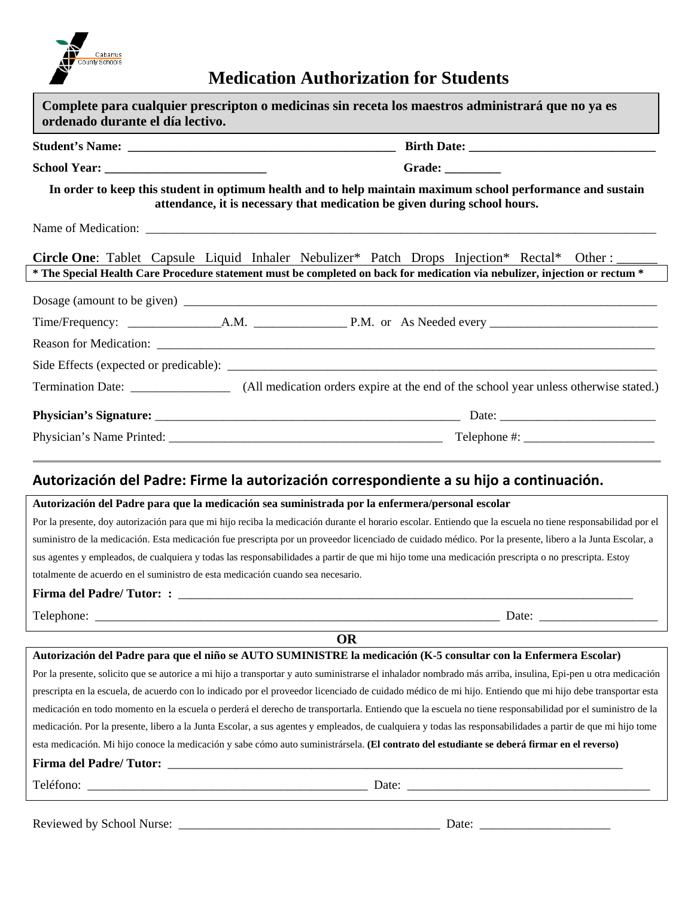# Medication Authorization for Students

**Complete para cualquier prescripton o medicinas sin receta los maestros administrará que no ya es ordenado durante el día lectivo.**

**Student's Name:** ___________________________________________ **Birth Date:** ______________________________

**School Year:** __________________________ **Grade:** _________

**In order to keep this student in optimum health and to help maintain maximum school performance and sustain attendance, it is necessary that medication be given during school hours.**

Name of Medication: ____________________________________________________________________________________

**Circle One**: Tablet Capsule Liquid Inhaler Nebulizer* Patch Drops Injection* Rectal* Other : ______

**\* The Special Health Care Procedure statement must be completed on back for medication via nebulizer, injection or rectum \***

Dosage (amount to be given) ___________________________________________________________________________

Time/Frequency: _______________A.M. _______________ P.M. or As Needed every ___________________________

Reason for Medication: ________________________________________________________________________________

Side Effects (expected or predicable): ____________________________________________________________________

Termination Date: ________________ (All medication orders expire at the end of the school year unless otherwise stated.)

**Physician's Signature:** __________________________________________________ Date: _________________________

Physician's Name Printed: _____________________________________________ Telephone #: _____________________

---

## Autorización del Padre: Firme la autorización correspondiente a su hijo a continuación.

**Autorización del Padre para que la medicación sea suministrada por la enfermera/personal escolar**

Por la presente, doy autorización para que mi hijo reciba la medicación durante el horario escolar. Entiendo que la escuela no tiene responsabilidad por el suministro de la medicación. Esta medicación fue prescripta por un proveedor licenciado de cuidado médico. Por la presente, libero a la Junta Escolar, a sus agentes y empleados, de cualquiera y todas las responsabilidades a partir de que mi hijo tome una medicación prescripta o no prescripta. Estoy totalmente de acuerdo en el suministro de esta medicación cuando sea necesario.

**Firma del Padre/ Tutor: :** _____________________________________________________________________________

Telephone: ______________________________________________________________________ Date: ___________________

**OR**

**Autorización del Padre para que el niño se AUTO SUMINISTRE la medicación (K-5 consultar con la Enfermera Escolar)**

Por la presente, solicito que se autorice a mi hijo a transportar y auto suministrarse el inhalador nombrado más arriba, insulina, Epi-pen u otra medicación prescripta en la escuela, de acuerdo con lo indicado por el proveedor licenciado de cuidado médico de mi hijo. Entiendo que mi hijo debe transportar esta medicación en todo momento en la escuela o perderá el derecho de transportarla. Entiendo que la escuela no tiene responsabilidad por el suministro de la medicación. Por la presente, libero a la Junta Escolar, a sus agentes y empleados, de cualquiera y todas las responsabilidades a partir de que mi hijo tome esta medicación. Mi hijo conoce la medicación y sabe cómo auto suministrársela. **(El contrato del estudiante se deberá firmar en el reverso)**

**Firma del Padre/ Tutor:** ______________________________________________________________________________

Teléfono: ______________________________________________ Date: ________________________________________

Reviewed by School Nurse: ___________________________________________ Date: _____________________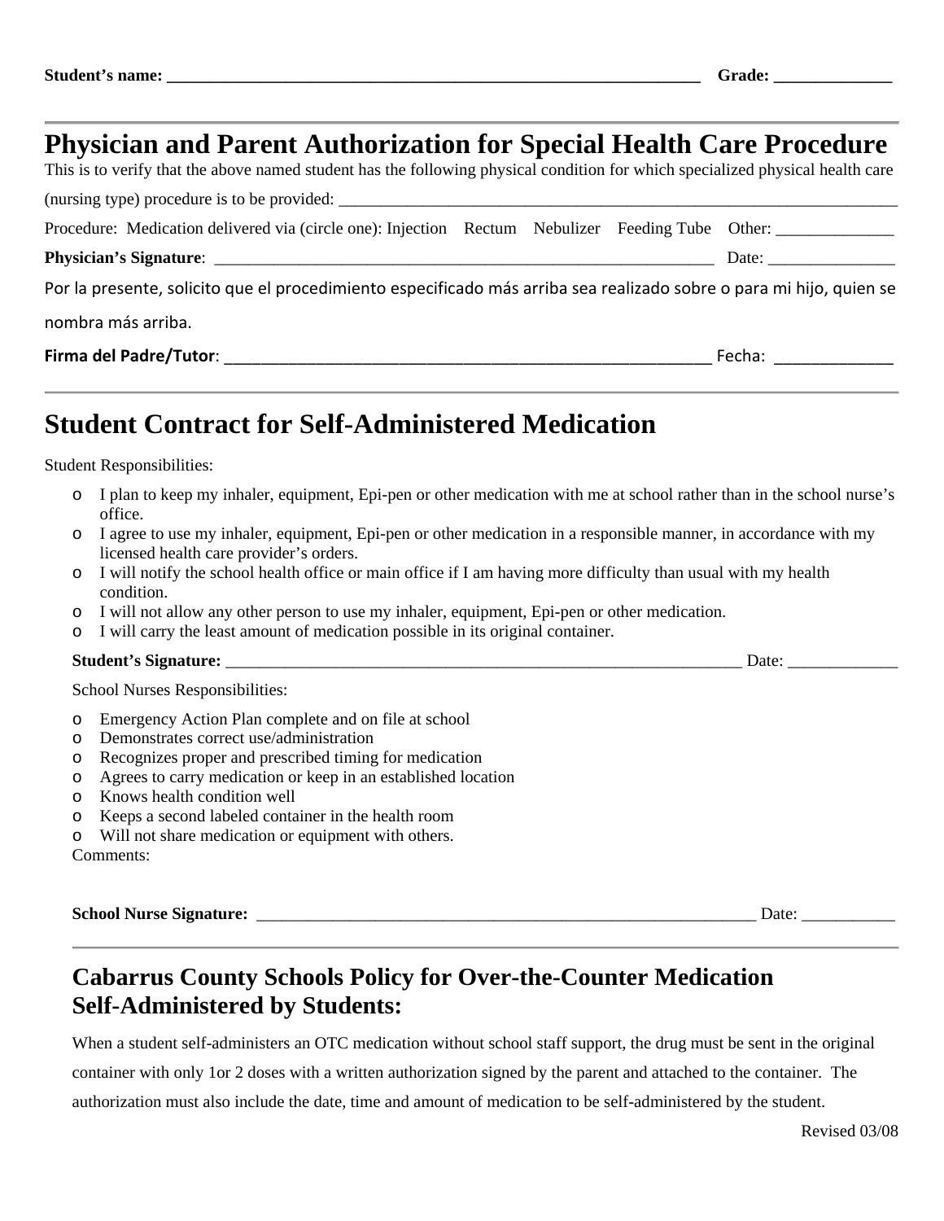**Student's name: _______________________________________________________________ Grade: ______________**

## Physician and Parent Authorization for Special Health Care Procedure

This is to verify that the above named student has the following physical condition for which specialized physical health care (nursing type) procedure is to be provided: ____________________________________________________________________

Procedure: Medication delivered via (circle one): Injection Rectum Nebulizer Feeding Tube Other: ______________

**Physician's Signature**: ______________________________________________________________ Date: _______________

Por la presente, solicito que el procedimiento especificado más arriba sea realizado sobre o para mi hijo, quien se nombra más arriba.

**Firma del Padre/Tutor**: ______________________________________________________ Fecha: _____________

## Student Contract for Self-Administered Medication

Student Responsibilities:

- I plan to keep my inhaler, equipment, Epi-pen or other medication with me at school rather than in the school nurse's office.
- I agree to use my inhaler, equipment, Epi-pen or other medication in a responsible manner, in accordance with my licensed health care provider's orders.
- I will notify the school health office or main office if I am having more difficulty than usual with my health condition.
- I will not allow any other person to use my inhaler, equipment, Epi-pen or other medication.
- I will carry the least amount of medication possible in its original container.

**Student's Signature:** _______________________________________________________________ Date: _____________

School Nurses Responsibilities:

- Emergency Action Plan complete and on file at school
- Demonstrates correct use/administration
- Recognizes proper and prescribed timing for medication
- Agrees to carry medication or keep in an established location
- Knows health condition well
- Keeps a second labeled container in the health room
- Will not share medication or equipment with others.

Comments:

**School Nurse Signature:** ____________________________________________________________ Date: ___________

## Cabarrus County Schools Policy for Over-the-Counter Medication Self-Administered by Students:

When a student self-administers an OTC medication without school staff support, the drug must be sent in the original container with only 1or 2 doses with a written authorization signed by the parent and attached to the container. The authorization must also include the date, time and amount of medication to be self-administered by the student.

Revised 03/08